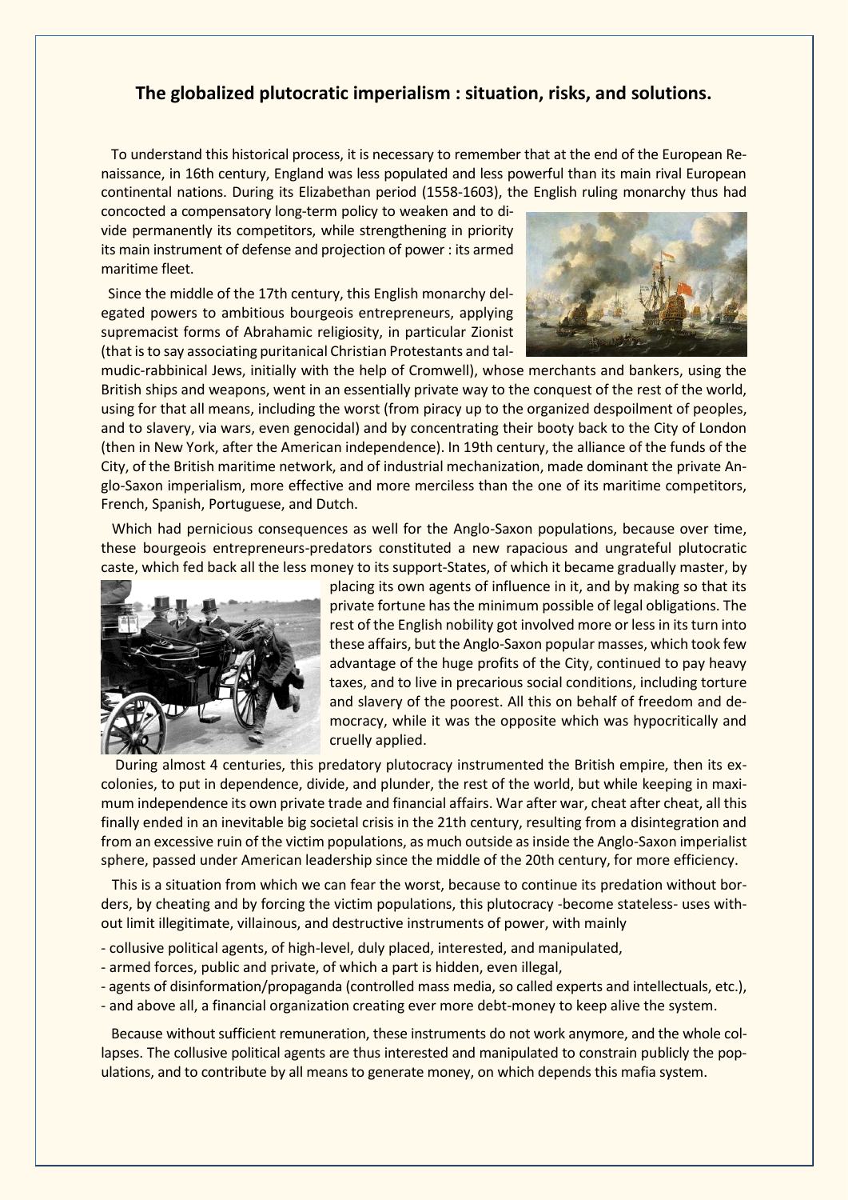## The globalized plutocratic imperialism : situation, risks, and solutions.

To understand this historical process, it is necessary to remember that at the end of the European Renaissance, in 16th century, England was less populated and less powerful than its main rival European continental nations. During its Elizabethan period (1558-1603), the English ruling monarchy thus had concocted a compensatory long-term policy to weaken and to divide permanently its competitors, while strengthening in priority its main instrument of defense and projection of power : its armed maritime fleet.

Since the middle of the 17th century, this English monarchy delegated powers to ambitious bourgeois entrepreneurs, applying supremacist forms of Abrahamic religiosity, in particular Zionist (that is to say associating puritanical Christian Protestants and talmudic-rabbinical Jews, initially with the help of Cromwell), whose merchants and bankers, using the British ships and weapons, went in an essentially private way to the conquest of the rest of the world, using for that all means, including the worst (from piracy up to the organized despoilment of peoples, and to slavery, via wars, even genocidal) and by concentrating their booty back to the City of London (then in New York, after the American independence). In 19th century, the alliance of the funds of the City, of the British maritime network, and of industrial mechanization, made dominant the private Anglo-Saxon imperialism, more effective and more merciless than the one of its maritime competitors, French, Spanish, Portuguese, and Dutch.

Which had pernicious consequences as well for the Anglo-Saxon populations, because over time, these bourgeois entrepreneurs-predators constituted a new rapacious and ungrateful plutocratic caste, which fed back all the less money to its support-States, of which it became gradually master, by placing its own agents of influence in it, and by making so that its private fortune has the minimum possible of legal obligations. The rest of the English nobility got involved more or less in its turn into these affairs, but the Anglo-Saxon popular masses, which took few advantage of the huge profits of the City, continued to pay heavy taxes, and to live in precarious social conditions, including torture and slavery of the poorest. All this on behalf of freedom and democracy, while it was the opposite which was hypocritically and cruelly applied.

During almost 4 centuries, this predatory plutocracy instrumented the British empire, then its ex-colonies, to put in dependence, divide, and plunder, the rest of the world, but while keeping in maximum independence its own private trade and financial affairs. War after war, cheat after cheat, all this finally ended in an inevitable big societal crisis in the 21th century, resulting from a disintegration and from an excessive ruin of the victim populations, as much outside as inside the Anglo-Saxon imperialist sphere, passed under American leadership since the middle of the 20th century, for more efficiency.

This is a situation from which we can fear the worst, because to continue its predation without borders, by cheating and by forcing the victim populations, this plutocracy -become stateless- uses without limit illegitimate, villainous, and destructive instruments of power, with mainly

- collusive political agents, of high-level, duly placed, interested, and manipulated,
- armed forces, public and private, of which a part is hidden, even illegal,
- agents of disinformation/propaganda (controlled mass media, so called experts and intellectuals, etc.),
- and above all, a financial organization creating ever more debt-money to keep alive the system.

Because without sufficient remuneration, these instruments do not work anymore, and the whole collapses. The collusive political agents are thus interested and manipulated to constrain publicly the populations, and to contribute by all means to generate money, on which depends this mafia system.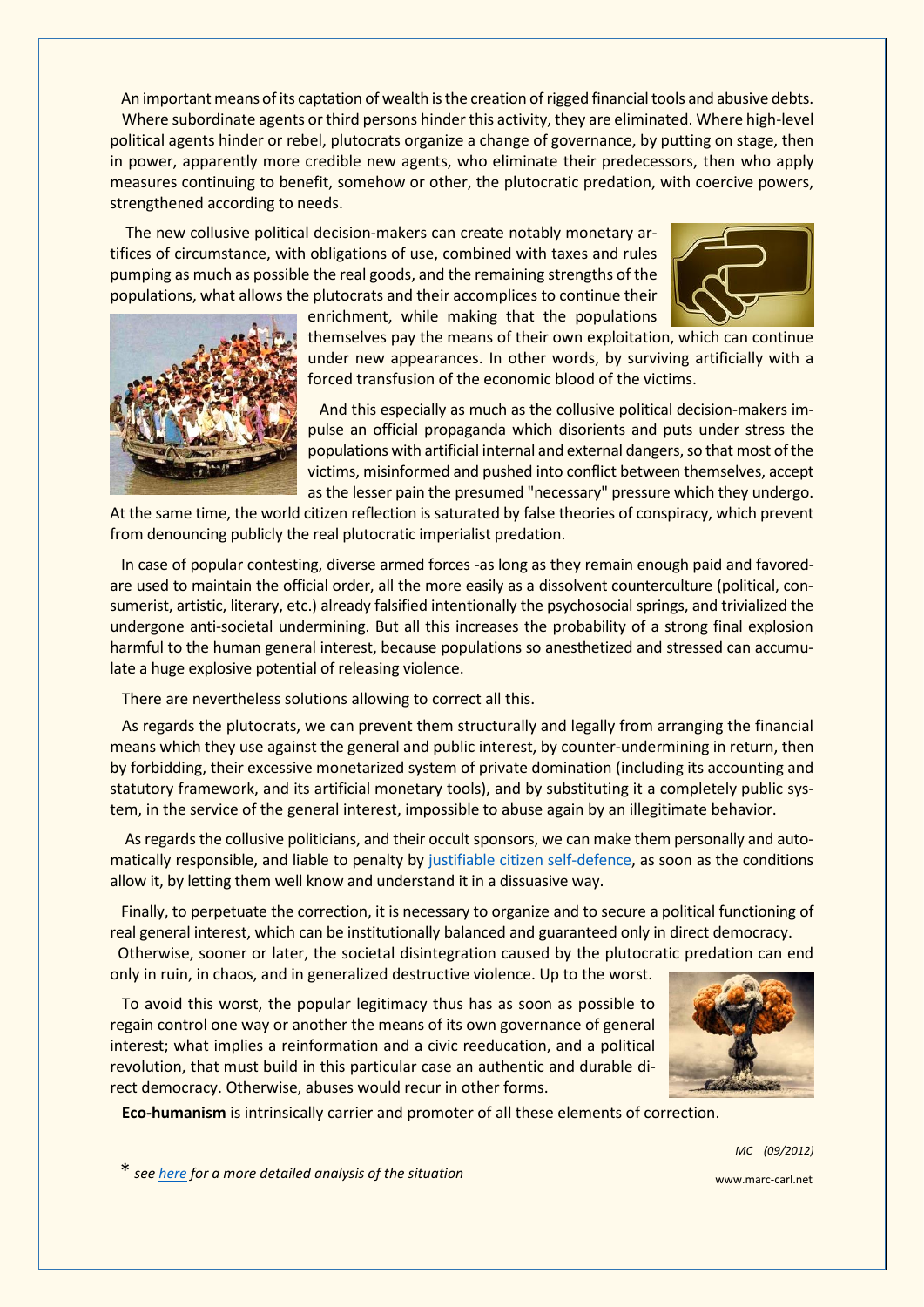An important means of its captation of wealth is the creation of rigged financial tools and abusive debts.
Where subordinate agents or third persons hinder this activity, they are eliminated. Where high-level political agents hinder or rebel, plutocrats organize a change of governance, by putting on stage, then in power, apparently more credible new agents, who eliminate their predecessors, then who apply measures continuing to benefit, somehow or other, the plutocratic predation, with coercive powers, strengthened according to needs.

The new collusive political decision-makers can create notably monetary artifices of circumstance, with obligations of use, combined with taxes and rules pumping as much as possible the real goods, and the remaining strengths of the populations, what allows the plutocrats and their accomplices to continue their enrichment, while making that the populations themselves pay the means of their own exploitation, which can continue under new appearances. In other words, by surviving artificially with a forced transfusion of the economic blood of the victims.

And this especially as much as the collusive political decision-makers impulse an official propaganda which disorients and puts under stress the populations with artificial internal and external dangers, so that most of the victims, misinformed and pushed into conflict between themselves, accept as the lesser pain the presumed "necessary" pressure which they undergo.
At the same time, the world citizen reflection is saturated by false theories of conspiracy, which prevent from denouncing publicly the real plutocratic imperialist predation.

In case of popular contesting, diverse armed forces -as long as they remain enough paid and favored- are used to maintain the official order, all the more easily as a dissolvent counterculture (political, consumerist, artistic, literary, etc.) already falsified intentionally the psychosocial springs, and trivialized the undergone anti-societal undermining. But all this increases the probability of a strong final explosion harmful to the human general interest, because populations so anesthetized and stressed can accumulate a huge explosive potential of releasing violence.

There are nevertheless solutions allowing to correct all this.

As regards the plutocrats, we can prevent them structurally and legally from arranging the financial means which they use against the general and public interest, by counter-undermining in return, then by forbidding, their excessive monetarized system of private domination (including its accounting and statutory framework, and its artificial monetary tools), and by substituting it a completely public system, in the service of the general interest, impossible to abuse again by an illegitimate behavior.

As regards the collusive politicians, and their occult sponsors, we can make them personally and automatically responsible, and liable to penalty by justifiable citizen self-defence, as soon as the conditions allow it, by letting them well know and understand it in a dissuasive way.

Finally, to perpetuate the correction, it is necessary to organize and to secure a political functioning of real general interest, which can be institutionally balanced and guaranteed only in direct democracy.
Otherwise, sooner or later, the societal disintegration caused by the plutocratic predation can end only in ruin, in chaos, and in generalized destructive violence. Up to the worst.

To avoid this worst, the popular legitimacy thus has as soon as possible to regain control one way or another the means of its own governance of general interest; what implies a reinformation and a civic reeducation, and a political revolution, that must build in this particular case an authentic and durable direct democracy. Otherwise, abuses would recur in other forms.

**Eco-humanism** is intrinsically carrier and promoter of all these elements of correction.

*MC (09/2012)*

\* *see here for a more detailed analysis of the situation*

www.marc-carl.net